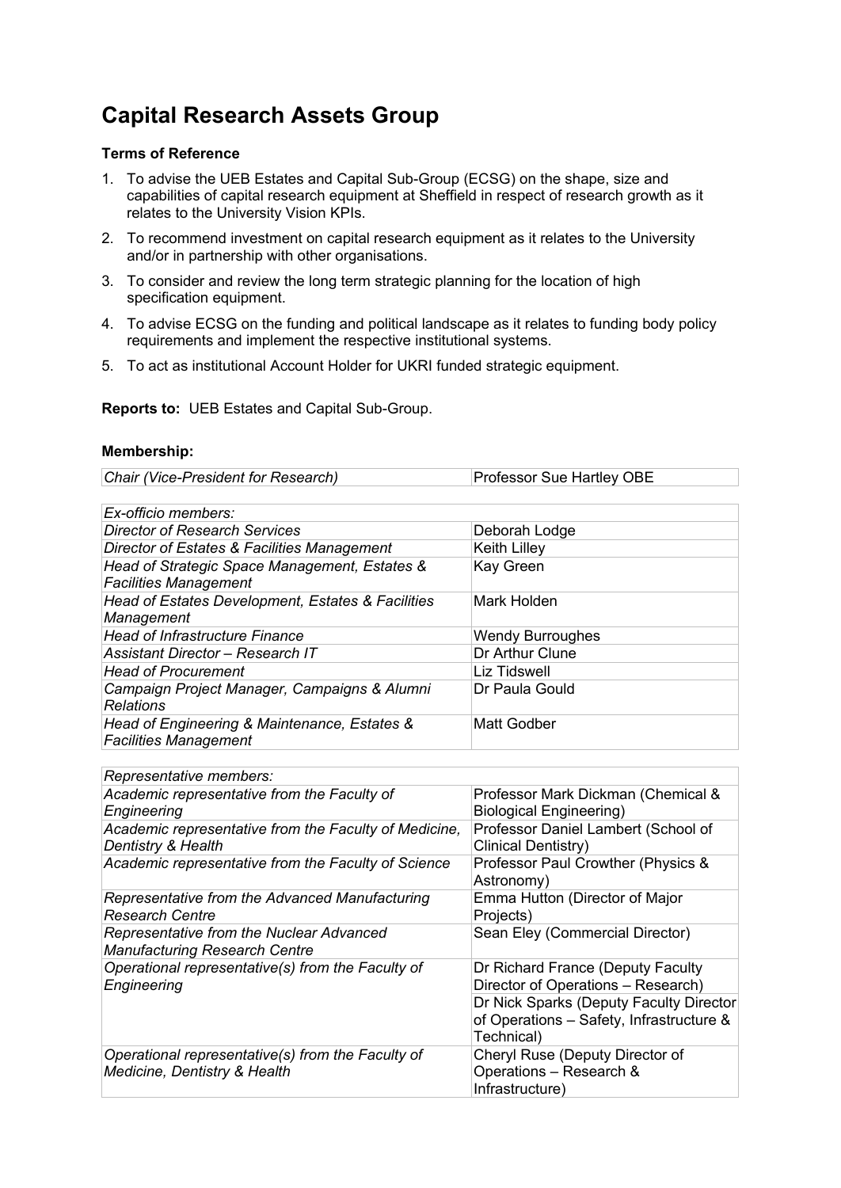# Capital Research Assets Group

**Terms of Reference**

1. To advise the UEB Estates and Capital Sub-Group (ECSG) on the shape, size and capabilities of capital research equipment at Sheffield in respect of research growth as it relates to the University Vision KPIs.
2. To recommend investment on capital research equipment as it relates to the University and/or in partnership with other organisations.
3. To consider and review the long term strategic planning for the location of high specification equipment.
4. To advise ECSG on the funding and political landscape as it relates to funding body policy requirements and implement the respective institutional systems.
5. To act as institutional Account Holder for UKRI funded strategic equipment.

**Reports to:** UEB Estates and Capital Sub-Group.

**Membership:**

| *Chair (Vice-President for Research)* | Professor Sue Hartley OBE |
|---|---|

| *Ex-officio members:* | |
|---|---|
| *Director of Research Services* | Deborah Lodge |
| *Director of Estates & Facilities Management* | Keith Lilley |
| *Head of Strategic Space Management, Estates & Facilities Management* | Kay Green |
| *Head of Estates Development, Estates & Facilities Management* | Mark Holden |
| *Head of Infrastructure Finance* | Wendy Burroughes |
| *Assistant Director – Research IT* | Dr Arthur Clune |
| *Head of Procurement* | Liz Tidswell |
| *Campaign Project Manager, Campaigns & Alumni Relations* | Dr Paula Gould |
| *Head of Engineering & Maintenance, Estates & Facilities Management* | Matt Godber |

| *Representative members:* | |
|---|---|
| *Academic representative from the Faculty of Engineering* | Professor Mark Dickman (Chemical & Biological Engineering) |
| *Academic representative from the Faculty of Medicine, Dentistry & Health* | Professor Daniel Lambert (School of Clinical Dentistry) |
| *Academic representative from the Faculty of Science* | Professor Paul Crowther (Physics & Astronomy) |
| *Representative from the Advanced Manufacturing Research Centre* | Emma Hutton (Director of Major Projects) |
| *Representative from the Nuclear Advanced Manufacturing Research Centre* | Sean Eley (Commercial Director) |
| *Operational representative(s) from the Faculty of Engineering* | Dr Richard France (Deputy Faculty Director of Operations – Research) |
| | Dr Nick Sparks (Deputy Faculty Director of Operations – Safety, Infrastructure & Technical) |
| *Operational representative(s) from the Faculty of Medicine, Dentistry & Health* | Cheryl Ruse (Deputy Director of Operations – Research & Infrastructure) |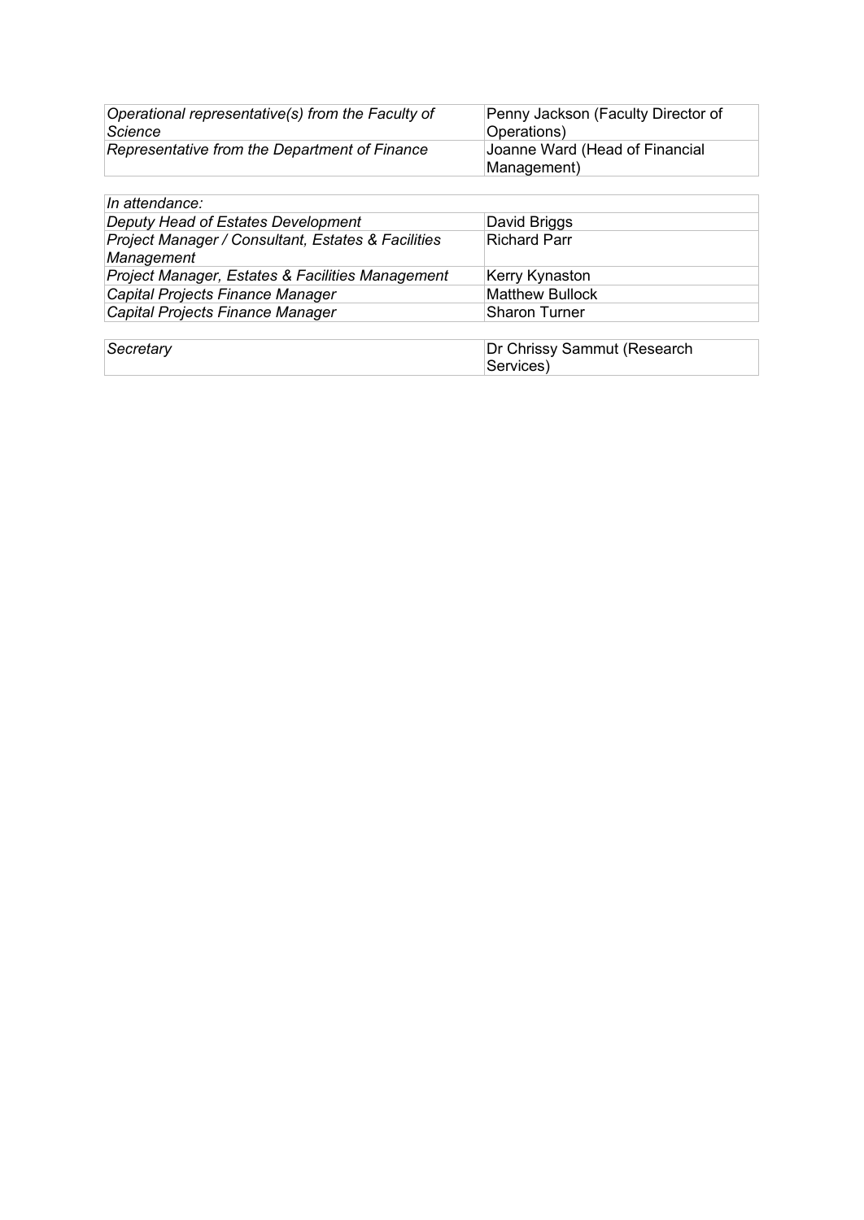| | |
|---|---|
| *Operational representative(s) from the Faculty of Science* | Penny Jackson (Faculty Director of Operations) |
| *Representative from the Department of Finance* | Joanne Ward (Head of Financial Management) |

| *In attendance:* | |
|---|---|
| *Deputy Head of Estates Development* | David Briggs |
| *Project Manager / Consultant, Estates & Facilities Management* | Richard Parr |
| *Project Manager, Estates & Facilities Management* | Kerry Kynaston |
| *Capital Projects Finance Manager* | Matthew Bullock |
| *Capital Projects Finance Manager* | Sharon Turner |

| | |
|---|---|
| *Secretary* | Dr Chrissy Sammut (Research Services) |